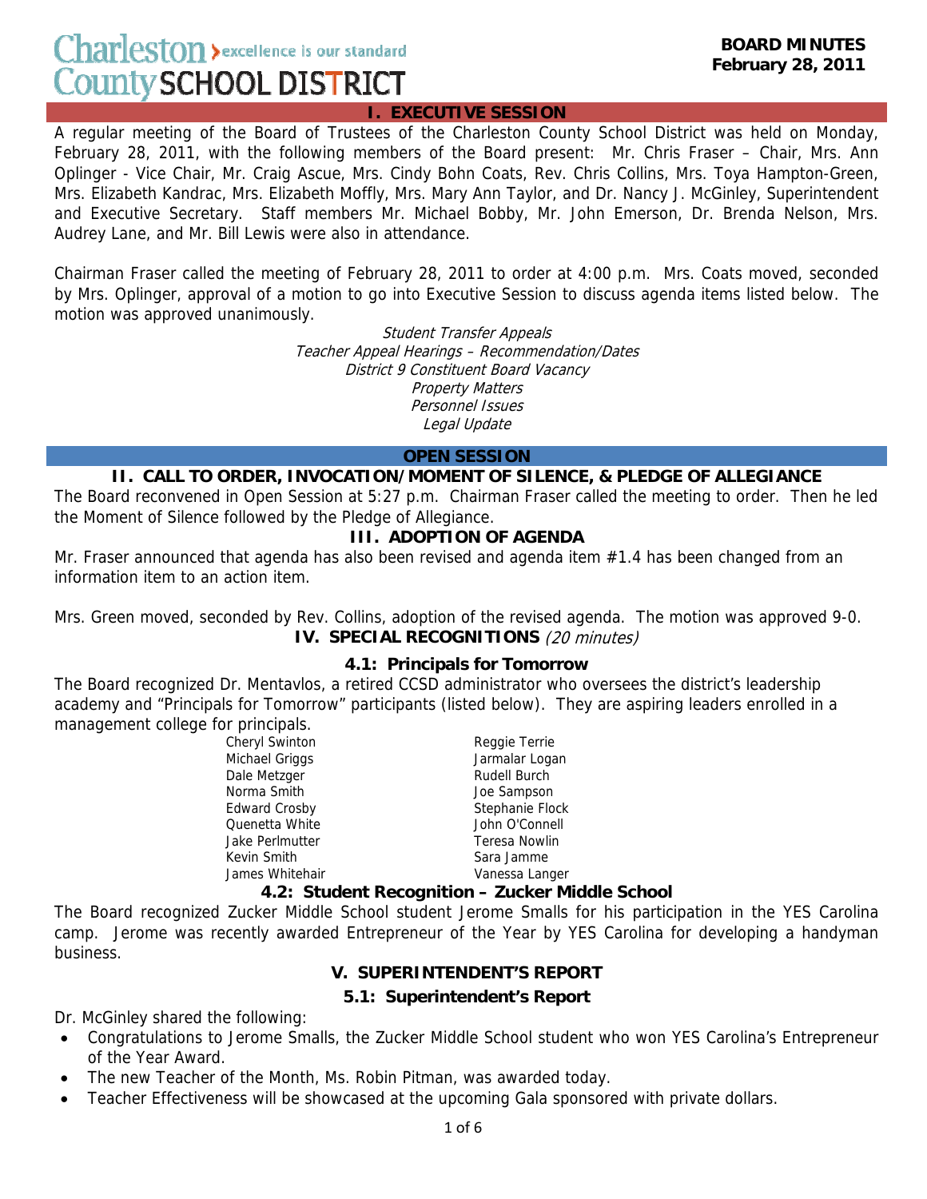Charleston County SCHOOL DISTRICT — excellence is our standard

**BOARD MINUTES**
**February 28, 2011**

## I. EXECUTIVE SESSION

A regular meeting of the Board of Trustees of the Charleston County School District was held on Monday, February 28, 2011, with the following members of the Board present: Mr. Chris Fraser – Chair, Mrs. Ann Oplinger - Vice Chair, Mr. Craig Ascue, Mrs. Cindy Bohn Coats, Rev. Chris Collins, Mrs. Toya Hampton-Green, Mrs. Elizabeth Kandrac, Mrs. Elizabeth Moffly, Mrs. Mary Ann Taylor, and Dr. Nancy J. McGinley, Superintendent and Executive Secretary. Staff members Mr. Michael Bobby, Mr. John Emerson, Dr. Brenda Nelson, Mrs. Audrey Lane, and Mr. Bill Lewis were also in attendance.

Chairman Fraser called the meeting of February 28, 2011 to order at 4:00 p.m. Mrs. Coats moved, seconded by Mrs. Oplinger, approval of a motion to go into Executive Session to discuss agenda items listed below. The motion was approved unanimously.

*Student Transfer Appeals*
*Teacher Appeal Hearings – Recommendation/Dates*
*District 9 Constituent Board Vacancy*
*Property Matters*
*Personnel Issues*
*Legal Update*

## OPEN SESSION

### II. CALL TO ORDER, INVOCATION/MOMENT OF SILENCE, & PLEDGE OF ALLEGIANCE

The Board reconvened in Open Session at 5:27 p.m. Chairman Fraser called the meeting to order. Then he led the Moment of Silence followed by the Pledge of Allegiance.

### III. ADOPTION OF AGENDA

Mr. Fraser announced that agenda has also been revised and agenda item #1.4 has been changed from an information item to an action item.

Mrs. Green moved, seconded by Rev. Collins, adoption of the revised agenda. The motion was approved 9-0.

### IV. SPECIAL RECOGNITIONS *(20 minutes)*

#### 4.1: Principals for Tomorrow

The Board recognized Dr. Mentavlos, a retired CCSD administrator who oversees the district's leadership academy and "Principals for Tomorrow" participants (listed below). They are aspiring leaders enrolled in a management college for principals.

| | |
|---|---|
| Cheryl Swinton | Reggie Terrie |
| Michael Griggs | Jarmalar Logan |
| Dale Metzger | Rudell Burch |
| Norma Smith | Joe Sampson |
| Edward Crosby | Stephanie Flock |
| Quenetta White | John O'Connell |
| Jake Perlmutter | Teresa Nowlin |
| Kevin Smith | Sara Jamme |
| James Whitehair | Vanessa Langer |

#### 4.2: Student Recognition – Zucker Middle School

The Board recognized Zucker Middle School student Jerome Smalls for his participation in the YES Carolina camp. Jerome was recently awarded Entrepreneur of the Year by YES Carolina for developing a handyman business.

### V. SUPERINTENDENT'S REPORT

#### 5.1: Superintendent's Report

Dr. McGinley shared the following:

- Congratulations to Jerome Smalls, the Zucker Middle School student who won YES Carolina's Entrepreneur of the Year Award.
- The new Teacher of the Month, Ms. Robin Pitman, was awarded today.
- Teacher Effectiveness will be showcased at the upcoming Gala sponsored with private dollars.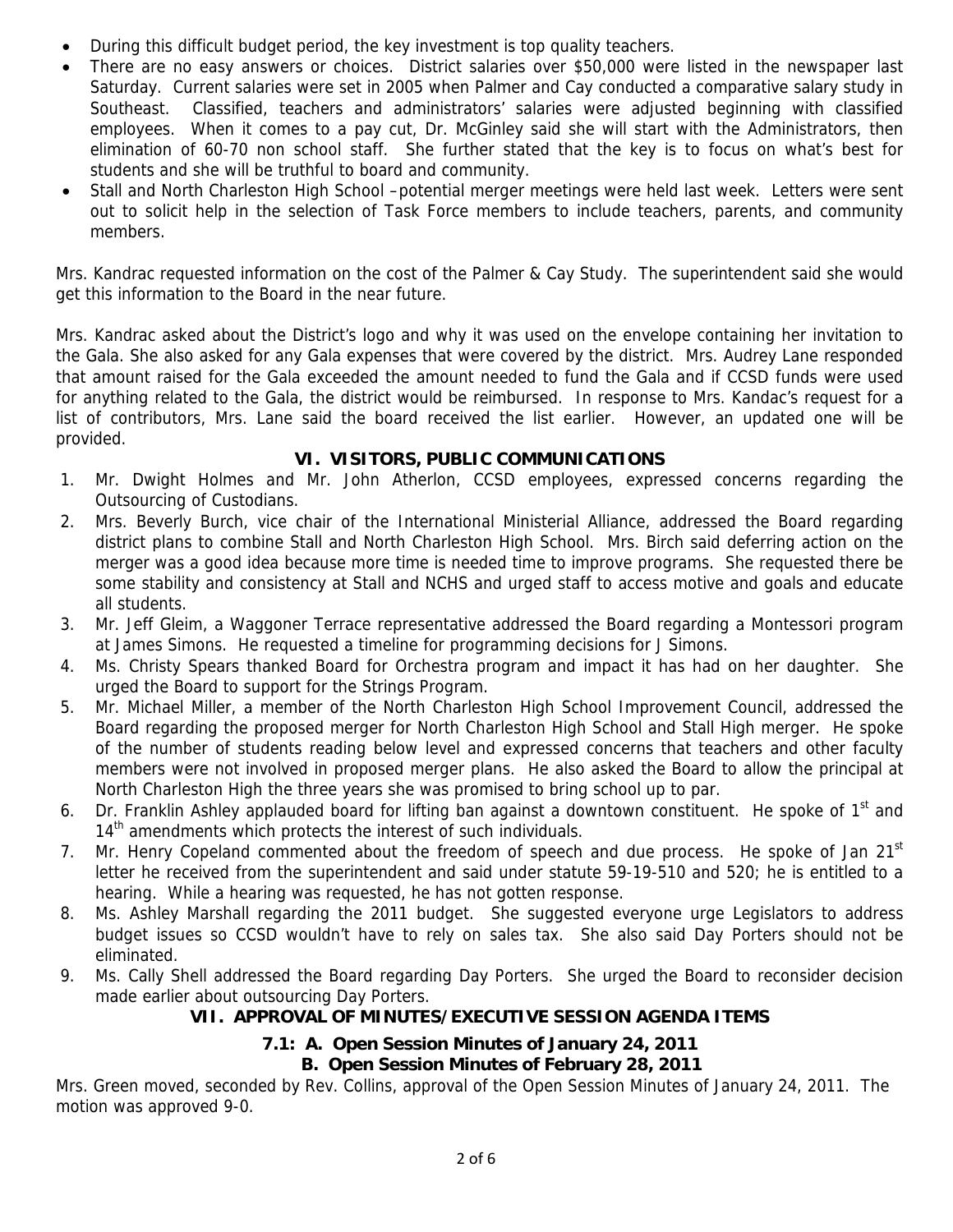- During this difficult budget period, the key investment is top quality teachers.
- There are no easy answers or choices. District salaries over $50,000 were listed in the newspaper last Saturday. Current salaries were set in 2005 when Palmer and Cay conducted a comparative salary study in Southeast. Classified, teachers and administrators' salaries were adjusted beginning with classified employees. When it comes to a pay cut, Dr. McGinley said she will start with the Administrators, then elimination of 60-70 non school staff. She further stated that the key is to focus on what's best for students and she will be truthful to board and community.
- Stall and North Charleston High School –potential merger meetings were held last week. Letters were sent out to solicit help in the selection of Task Force members to include teachers, parents, and community members.

Mrs. Kandrac requested information on the cost of the Palmer & Cay Study. The superintendent said she would get this information to the Board in the near future.

Mrs. Kandrac asked about the District's logo and why it was used on the envelope containing her invitation to the Gala. She also asked for any Gala expenses that were covered by the district. Mrs. Audrey Lane responded that amount raised for the Gala exceeded the amount needed to fund the Gala and if CCSD funds were used for anything related to the Gala, the district would be reimbursed. In response to Mrs. Kandac's request for a list of contributors, Mrs. Lane said the board received the list earlier. However, an updated one will be provided.

## VI. VISITORS, PUBLIC COMMUNICATIONS

1. Mr. Dwight Holmes and Mr. John Atherlon, CCSD employees, expressed concerns regarding the Outsourcing of Custodians.
2. Mrs. Beverly Burch, vice chair of the International Ministerial Alliance, addressed the Board regarding district plans to combine Stall and North Charleston High School. Mrs. Birch said deferring action on the merger was a good idea because more time is needed time to improve programs. She requested there be some stability and consistency at Stall and NCHS and urged staff to access motive and goals and educate all students.
3. Mr. Jeff Gleim, a Waggoner Terrace representative addressed the Board regarding a Montessori program at James Simons. He requested a timeline for programming decisions for J Simons.
4. Ms. Christy Spears thanked Board for Orchestra program and impact it has had on her daughter. She urged the Board to support for the Strings Program.
5. Mr. Michael Miller, a member of the North Charleston High School Improvement Council, addressed the Board regarding the proposed merger for North Charleston High School and Stall High merger. He spoke of the number of students reading below level and expressed concerns that teachers and other faculty members were not involved in proposed merger plans. He also asked the Board to allow the principal at North Charleston High the three years she was promised to bring school up to par.
6. Dr. Franklin Ashley applauded board for lifting ban against a downtown constituent. He spoke of 1st and 14th amendments which protects the interest of such individuals.
7. Mr. Henry Copeland commented about the freedom of speech and due process. He spoke of Jan 21st letter he received from the superintendent and said under statute 59-19-510 and 520; he is entitled to a hearing. While a hearing was requested, he has not gotten response.
8. Ms. Ashley Marshall regarding the 2011 budget. She suggested everyone urge Legislators to address budget issues so CCSD wouldn't have to rely on sales tax. She also said Day Porters should not be eliminated.
9. Ms. Cally Shell addressed the Board regarding Day Porters. She urged the Board to reconsider decision made earlier about outsourcing Day Porters.

## VII. APPROVAL OF MINUTES/EXECUTIVE SESSION AGENDA ITEMS

### 7.1: A. Open Session Minutes of January 24, 2011
### B. Open Session Minutes of February 28, 2011

Mrs. Green moved, seconded by Rev. Collins, approval of the Open Session Minutes of January 24, 2011. The motion was approved 9-0.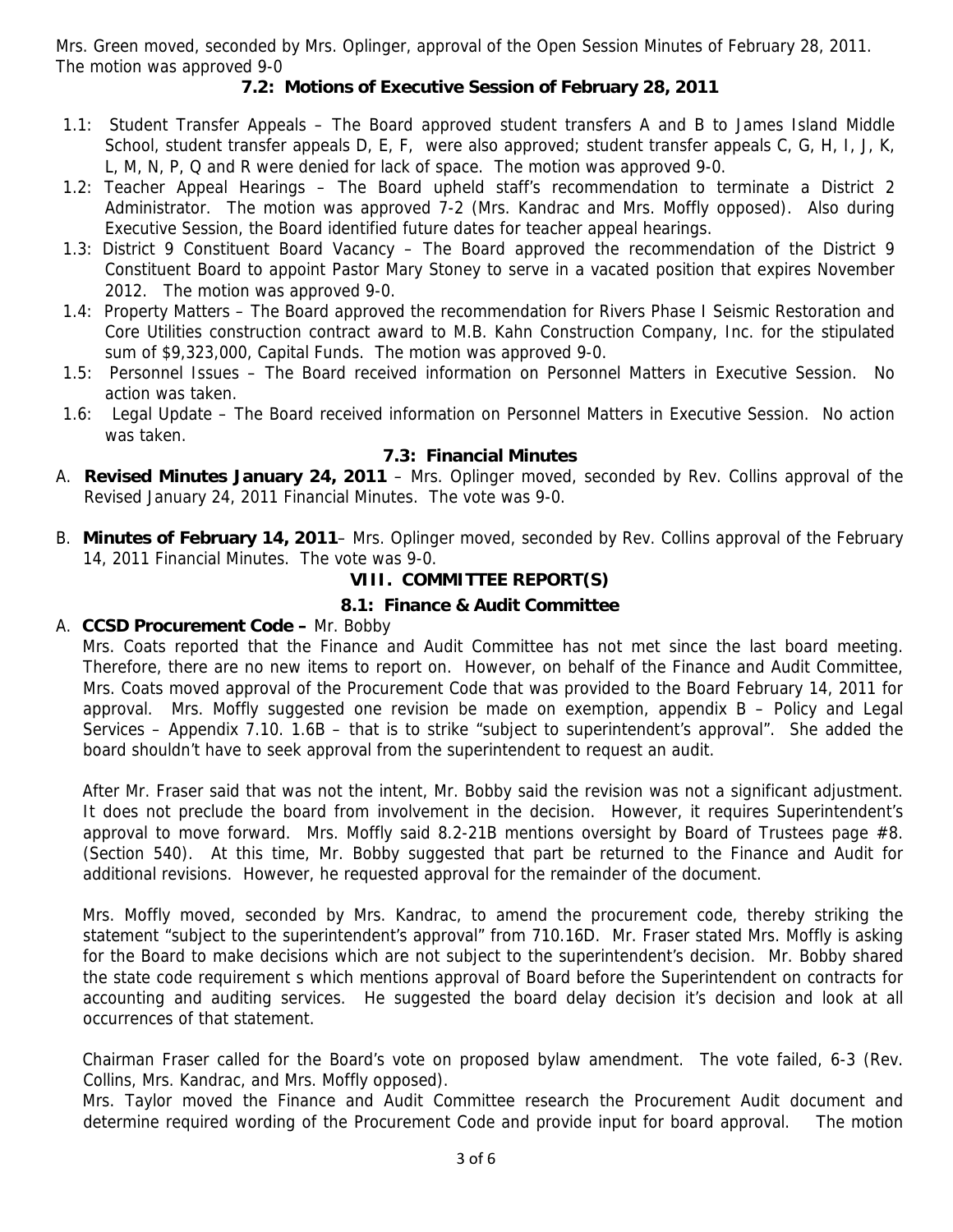Mrs. Green moved, seconded by Mrs. Oplinger, approval of the Open Session Minutes of February 28, 2011. The motion was approved 9-0

**7.2: Motions of Executive Session of February 28, 2011**

- 1.1: Student Transfer Appeals – The Board approved student transfers A and B to James Island Middle School, student transfer appeals D, E, F, were also approved; student transfer appeals C, G, H, I, J, K, L, M, N, P, Q and R were denied for lack of space. The motion was approved 9-0.
- 1.2: Teacher Appeal Hearings – The Board upheld staff's recommendation to terminate a District 2 Administrator. The motion was approved 7-2 (Mrs. Kandrac and Mrs. Moffly opposed). Also during Executive Session, the Board identified future dates for teacher appeal hearings.
- 1.3: District 9 Constituent Board Vacancy – The Board approved the recommendation of the District 9 Constituent Board to appoint Pastor Mary Stoney to serve in a vacated position that expires November 2012. The motion was approved 9-0.
- 1.4: Property Matters – The Board approved the recommendation for Rivers Phase I Seismic Restoration and Core Utilities construction contract award to M.B. Kahn Construction Company, Inc. for the stipulated sum of $9,323,000, Capital Funds. The motion was approved 9-0.
- 1.5: Personnel Issues – The Board received information on Personnel Matters in Executive Session. No action was taken.
- 1.6: Legal Update – The Board received information on Personnel Matters in Executive Session. No action was taken.

**7.3: Financial Minutes**

A. **Revised Minutes January 24, 2011** – Mrs. Oplinger moved, seconded by Rev. Collins approval of the Revised January 24, 2011 Financial Minutes. The vote was 9-0.

B. **Minutes of February 14, 2011**– Mrs. Oplinger moved, seconded by Rev. Collins approval of the February 14, 2011 Financial Minutes. The vote was 9-0.

## VIII. COMMITTEE REPORT(S)

**8.1: Finance & Audit Committee**

A. **CCSD Procurement Code –** Mr. Bobby

Mrs. Coats reported that the Finance and Audit Committee has not met since the last board meeting. Therefore, there are no new items to report on. However, on behalf of the Finance and Audit Committee, Mrs. Coats moved approval of the Procurement Code that was provided to the Board February 14, 2011 for approval. Mrs. Moffly suggested one revision be made on exemption, appendix B – Policy and Legal Services – Appendix 7.10. 1.6B – that is to strike "subject to superintendent's approval". She added the board shouldn't have to seek approval from the superintendent to request an audit.

After Mr. Fraser said that was not the intent, Mr. Bobby said the revision was not a significant adjustment. It does not preclude the board from involvement in the decision. However, it requires Superintendent's approval to move forward. Mrs. Moffly said 8.2-21B mentions oversight by Board of Trustees page #8. (Section 540). At this time, Mr. Bobby suggested that part be returned to the Finance and Audit for additional revisions. However, he requested approval for the remainder of the document.

Mrs. Moffly moved, seconded by Mrs. Kandrac, to amend the procurement code, thereby striking the statement "subject to the superintendent's approval" from 710.16D. Mr. Fraser stated Mrs. Moffly is asking for the Board to make decisions which are not subject to the superintendent's decision. Mr. Bobby shared the state code requirement s which mentions approval of Board before the Superintendent on contracts for accounting and auditing services. He suggested the board delay decision it's decision and look at all occurrences of that statement.

Chairman Fraser called for the Board's vote on proposed bylaw amendment. The vote failed, 6-3 (Rev. Collins, Mrs. Kandrac, and Mrs. Moffly opposed).

Mrs. Taylor moved the Finance and Audit Committee research the Procurement Audit document and determine required wording of the Procurement Code and provide input for board approval. The motion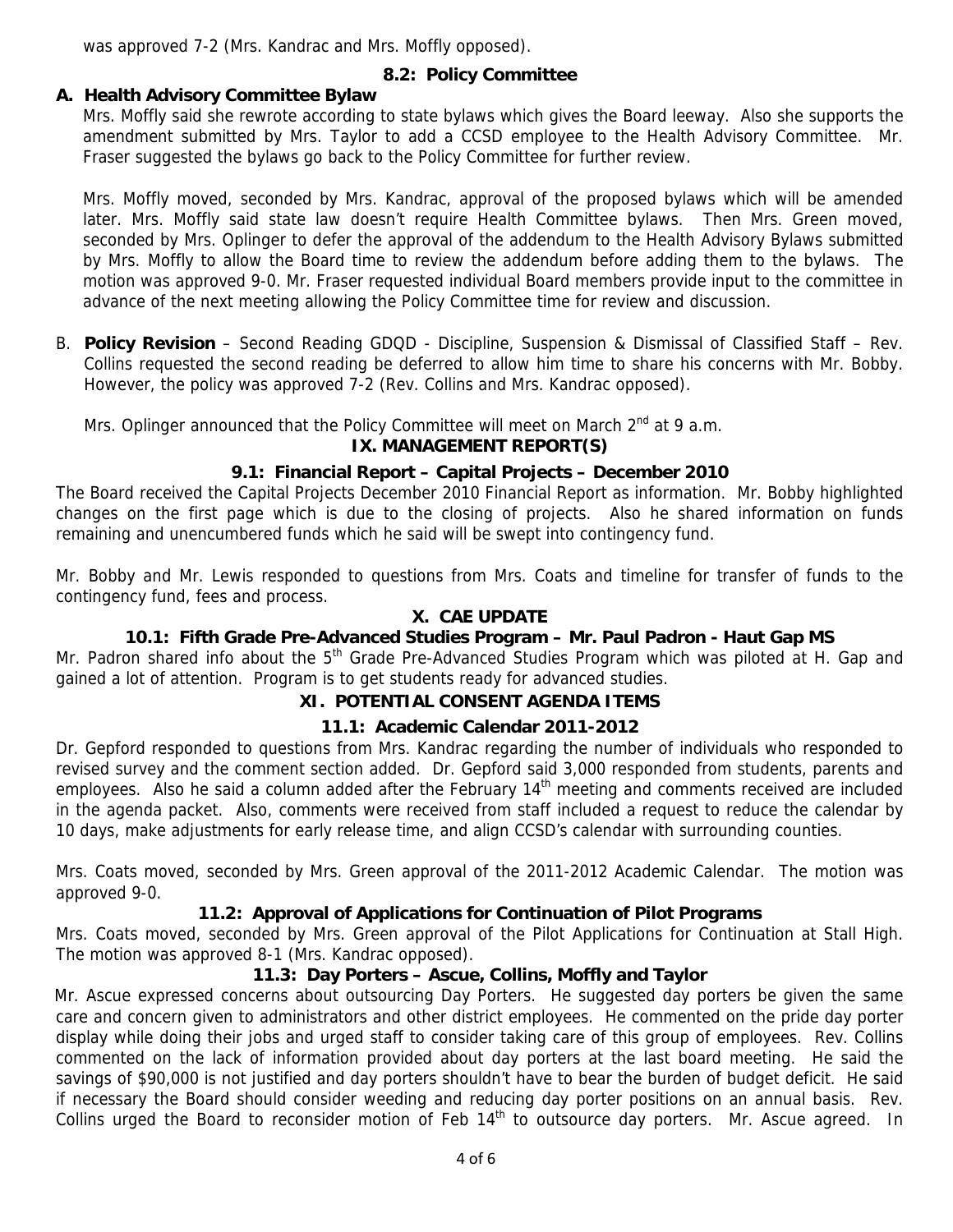was approved 7-2 (Mrs. Kandrac and Mrs. Moffly opposed).

### 8.2: Policy Committee

**A. Health Advisory Committee Bylaw**

Mrs. Moffly said she rewrote according to state bylaws which gives the Board leeway. Also she supports the amendment submitted by Mrs. Taylor to add a CCSD employee to the Health Advisory Committee. Mr. Fraser suggested the bylaws go back to the Policy Committee for further review.

Mrs. Moffly moved, seconded by Mrs. Kandrac, approval of the proposed bylaws which will be amended later. Mrs. Moffly said state law doesn't require Health Committee bylaws. Then Mrs. Green moved, seconded by Mrs. Oplinger to defer the approval of the addendum to the Health Advisory Bylaws submitted by Mrs. Moffly to allow the Board time to review the addendum before adding them to the bylaws. The motion was approved 9-0. Mr. Fraser requested individual Board members provide input to the committee in advance of the next meeting allowing the Policy Committee time for review and discussion.

B. **Policy Revision** – Second Reading GDQD - Discipline, Suspension & Dismissal of Classified Staff – Rev. Collins requested the second reading be deferred to allow him time to share his concerns with Mr. Bobby. However, the policy was approved 7-2 (Rev. Collins and Mrs. Kandrac opposed).

Mrs. Oplinger announced that the Policy Committee will meet on March 2nd at 9 a.m.

## IX. MANAGEMENT REPORT(S)

### 9.1: Financial Report – Capital Projects – December 2010

The Board received the Capital Projects December 2010 Financial Report as information. Mr. Bobby highlighted changes on the first page which is due to the closing of projects. Also he shared information on funds remaining and unencumbered funds which he said will be swept into contingency fund.

Mr. Bobby and Mr. Lewis responded to questions from Mrs. Coats and timeline for transfer of funds to the contingency fund, fees and process.

## X. CAE UPDATE

### 10.1: Fifth Grade Pre-Advanced Studies Program – Mr. Paul Padron - Haut Gap MS

Mr. Padron shared info about the 5th Grade Pre-Advanced Studies Program which was piloted at H. Gap and gained a lot of attention. Program is to get students ready for advanced studies.

## XI. POTENTIAL CONSENT AGENDA ITEMS

### 11.1: Academic Calendar 2011-2012

Dr. Gepford responded to questions from Mrs. Kandrac regarding the number of individuals who responded to revised survey and the comment section added. Dr. Gepford said 3,000 responded from students, parents and employees. Also he said a column added after the February 14th meeting and comments received are included in the agenda packet. Also, comments were received from staff included a request to reduce the calendar by 10 days, make adjustments for early release time, and align CCSD's calendar with surrounding counties.

Mrs. Coats moved, seconded by Mrs. Green approval of the 2011-2012 Academic Calendar. The motion was approved 9-0.

### 11.2: Approval of Applications for Continuation of Pilot Programs

Mrs. Coats moved, seconded by Mrs. Green approval of the Pilot Applications for Continuation at Stall High. The motion was approved 8-1 (Mrs. Kandrac opposed).

### 11.3: Day Porters – Ascue, Collins, Moffly and Taylor

Mr. Ascue expressed concerns about outsourcing Day Porters. He suggested day porters be given the same care and concern given to administrators and other district employees. He commented on the pride day porter display while doing their jobs and urged staff to consider taking care of this group of employees. Rev. Collins commented on the lack of information provided about day porters at the last board meeting. He said the savings of $90,000 is not justified and day porters shouldn't have to bear the burden of budget deficit. He said if necessary the Board should consider weeding and reducing day porter positions on an annual basis. Rev. Collins urged the Board to reconsider motion of Feb 14th to outsource day porters. Mr. Ascue agreed. In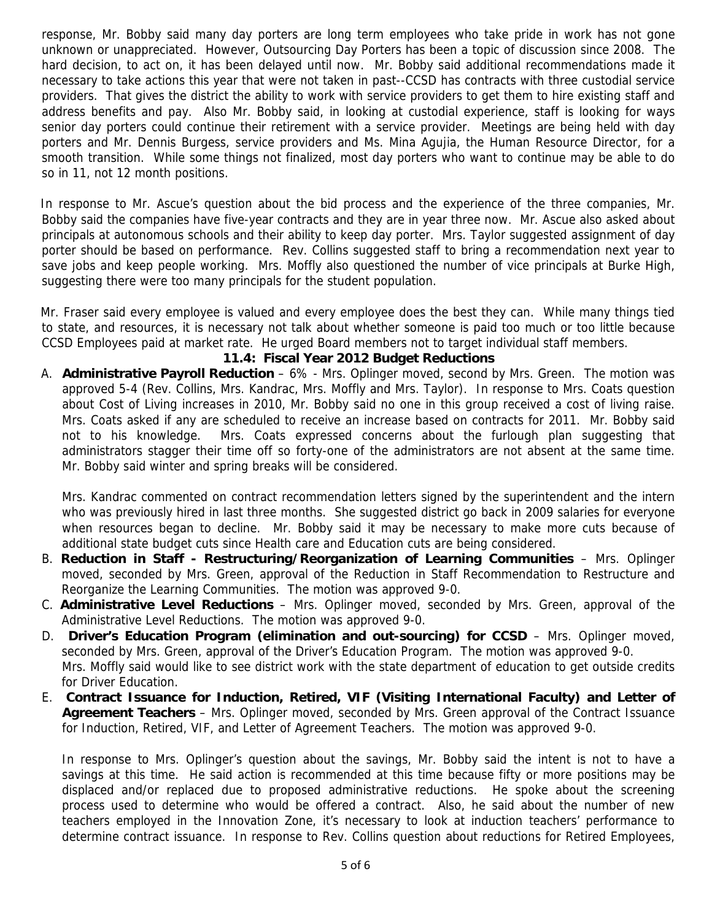response, Mr. Bobby said many day porters are long term employees who take pride in work has not gone unknown or unappreciated. However, Outsourcing Day Porters has been a topic of discussion since 2008. The hard decision, to act on, it has been delayed until now. Mr. Bobby said additional recommendations made it necessary to take actions this year that were not taken in past--CCSD has contracts with three custodial service providers. That gives the district the ability to work with service providers to get them to hire existing staff and address benefits and pay. Also Mr. Bobby said, in looking at custodial experience, staff is looking for ways senior day porters could continue their retirement with a service provider. Meetings are being held with day porters and Mr. Dennis Burgess, service providers and Ms. Mina Agujia, the Human Resource Director, for a smooth transition. While some things not finalized, most day porters who want to continue may be able to do so in 11, not 12 month positions.

In response to Mr. Ascue's question about the bid process and the experience of the three companies, Mr. Bobby said the companies have five-year contracts and they are in year three now. Mr. Ascue also asked about principals at autonomous schools and their ability to keep day porter. Mrs. Taylor suggested assignment of day porter should be based on performance. Rev. Collins suggested staff to bring a recommendation next year to save jobs and keep people working. Mrs. Moffly also questioned the number of vice principals at Burke High, suggesting there were too many principals for the student population.

Mr. Fraser said every employee is valued and every employee does the best they can. While many things tied to state, and resources, it is necessary not talk about whether someone is paid too much or too little because CCSD Employees paid at market rate. He urged Board members not to target individual staff members.

**11.4: Fiscal Year 2012 Budget Reductions**

A. **Administrative Payroll Reduction** – 6% - Mrs. Oplinger moved, second by Mrs. Green. The motion was approved 5-4 (Rev. Collins, Mrs. Kandrac, Mrs. Moffly and Mrs. Taylor). In response to Mrs. Coats question about Cost of Living increases in 2010, Mr. Bobby said no one in this group received a cost of living raise. Mrs. Coats asked if any are scheduled to receive an increase based on contracts for 2011. Mr. Bobby said not to his knowledge. Mrs. Coats expressed concerns about the furlough plan suggesting that administrators stagger their time off so forty-one of the administrators are not absent at the same time. Mr. Bobby said winter and spring breaks will be considered.

   Mrs. Kandrac commented on contract recommendation letters signed by the superintendent and the intern who was previously hired in last three months. She suggested district go back in 2009 salaries for everyone when resources began to decline. Mr. Bobby said it may be necessary to make more cuts because of additional state budget cuts since Health care and Education cuts are being considered.

B. **Reduction in Staff - Restructuring/Reorganization of Learning Communities** – Mrs. Oplinger moved, seconded by Mrs. Green, approval of the Reduction in Staff Recommendation to Restructure and Reorganize the Learning Communities. The motion was approved 9-0.

C. **Administrative Level Reductions** – Mrs. Oplinger moved, seconded by Mrs. Green, approval of the Administrative Level Reductions. The motion was approved 9-0.

D. **Driver's Education Program (elimination and out-sourcing) for CCSD** – Mrs. Oplinger moved, seconded by Mrs. Green, approval of the Driver's Education Program. The motion was approved 9-0. Mrs. Moffly said would like to see district work with the state department of education to get outside credits for Driver Education.

E. **Contract Issuance for Induction, Retired, VIF (Visiting International Faculty) and Letter of Agreement Teachers** – Mrs. Oplinger moved, seconded by Mrs. Green approval of the Contract Issuance for Induction, Retired, VIF, and Letter of Agreement Teachers. The motion was approved 9-0.

   In response to Mrs. Oplinger's question about the savings, Mr. Bobby said the intent is not to have a savings at this time. He said action is recommended at this time because fifty or more positions may be displaced and/or replaced due to proposed administrative reductions. He spoke about the screening process used to determine who would be offered a contract. Also, he said about the number of new teachers employed in the Innovation Zone, it's necessary to look at induction teachers' performance to determine contract issuance. In response to Rev. Collins question about reductions for Retired Employees,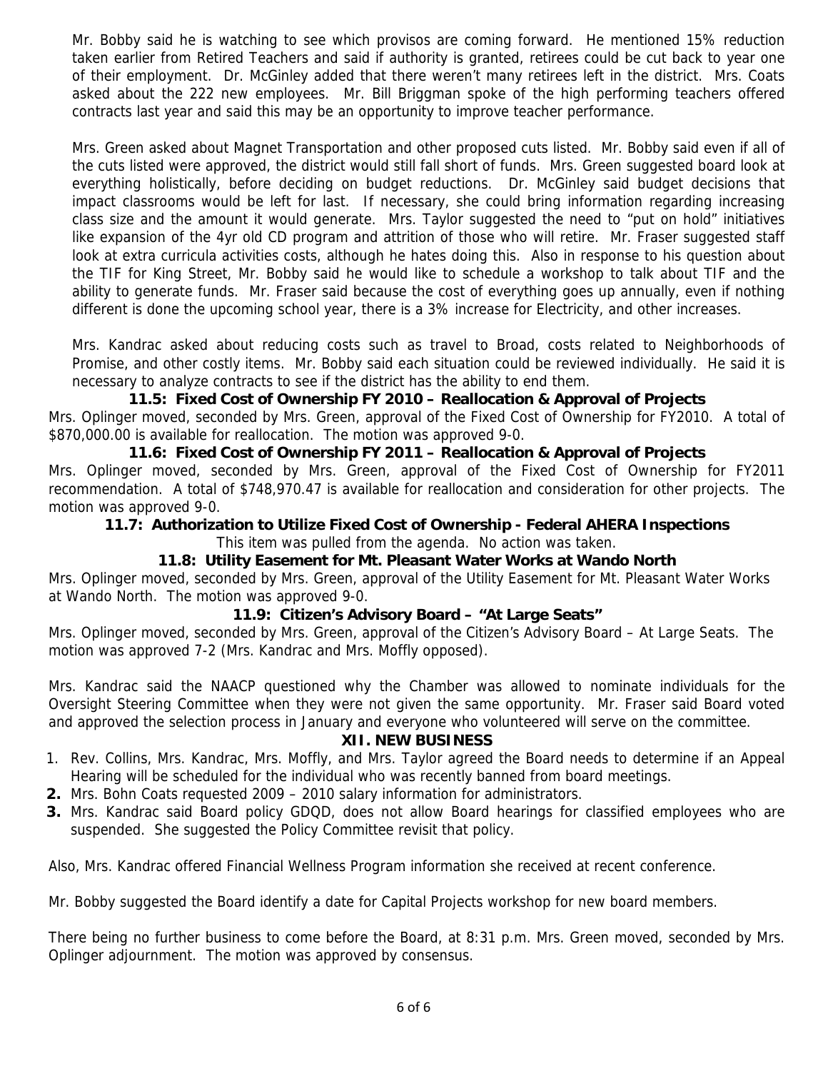Mr. Bobby said he is watching to see which provisos are coming forward. He mentioned 15% reduction taken earlier from Retired Teachers and said if authority is granted, retirees could be cut back to year one of their employment. Dr. McGinley added that there weren't many retirees left in the district. Mrs. Coats asked about the 222 new employees. Mr. Bill Briggman spoke of the high performing teachers offered contracts last year and said this may be an opportunity to improve teacher performance.

Mrs. Green asked about Magnet Transportation and other proposed cuts listed. Mr. Bobby said even if all of the cuts listed were approved, the district would still fall short of funds. Mrs. Green suggested board look at everything holistically, before deciding on budget reductions. Dr. McGinley said budget decisions that impact classrooms would be left for last. If necessary, she could bring information regarding increasing class size and the amount it would generate. Mrs. Taylor suggested the need to "put on hold" initiatives like expansion of the 4yr old CD program and attrition of those who will retire. Mr. Fraser suggested staff look at extra curricula activities costs, although he hates doing this. Also in response to his question about the TIF for King Street, Mr. Bobby said he would like to schedule a workshop to talk about TIF and the ability to generate funds. Mr. Fraser said because the cost of everything goes up annually, even if nothing different is done the upcoming school year, there is a 3% increase for Electricity, and other increases.

Mrs. Kandrac asked about reducing costs such as travel to Broad, costs related to Neighborhoods of Promise, and other costly items. Mr. Bobby said each situation could be reviewed individually. He said it is necessary to analyze contracts to see if the district has the ability to end them.

**11.5: Fixed Cost of Ownership FY 2010 – Reallocation & Approval of Projects**

Mrs. Oplinger moved, seconded by Mrs. Green, approval of the Fixed Cost of Ownership for FY2010. A total of $870,000.00 is available for reallocation. The motion was approved 9-0.

**11.6: Fixed Cost of Ownership FY 2011 – Reallocation & Approval of Projects**

Mrs. Oplinger moved, seconded by Mrs. Green, approval of the Fixed Cost of Ownership for FY2011 recommendation. A total of $748,970.47 is available for reallocation and consideration for other projects. The motion was approved 9-0.

**11.7: Authorization to Utilize Fixed Cost of Ownership - Federal AHERA Inspections**

This item was pulled from the agenda. No action was taken.

**11.8: Utility Easement for Mt. Pleasant Water Works at Wando North**

Mrs. Oplinger moved, seconded by Mrs. Green, approval of the Utility Easement for Mt. Pleasant Water Works at Wando North. The motion was approved 9-0.

**11.9: Citizen's Advisory Board – "At Large Seats"**

Mrs. Oplinger moved, seconded by Mrs. Green, approval of the Citizen's Advisory Board – At Large Seats. The motion was approved 7-2 (Mrs. Kandrac and Mrs. Moffly opposed).

Mrs. Kandrac said the NAACP questioned why the Chamber was allowed to nominate individuals for the Oversight Steering Committee when they were not given the same opportunity. Mr. Fraser said Board voted and approved the selection process in January and everyone who volunteered will serve on the committee.

**XII. NEW BUSINESS**

1. Rev. Collins, Mrs. Kandrac, Mrs. Moffly, and Mrs. Taylor agreed the Board needs to determine if an Appeal Hearing will be scheduled for the individual who was recently banned from board meetings.
2. Mrs. Bohn Coats requested 2009 – 2010 salary information for administrators.
3. Mrs. Kandrac said Board policy GDQD, does not allow Board hearings for classified employees who are suspended. She suggested the Policy Committee revisit that policy.

Also, Mrs. Kandrac offered Financial Wellness Program information she received at recent conference.

Mr. Bobby suggested the Board identify a date for Capital Projects workshop for new board members.

There being no further business to come before the Board, at 8:31 p.m. Mrs. Green moved, seconded by Mrs. Oplinger adjournment. The motion was approved by consensus.